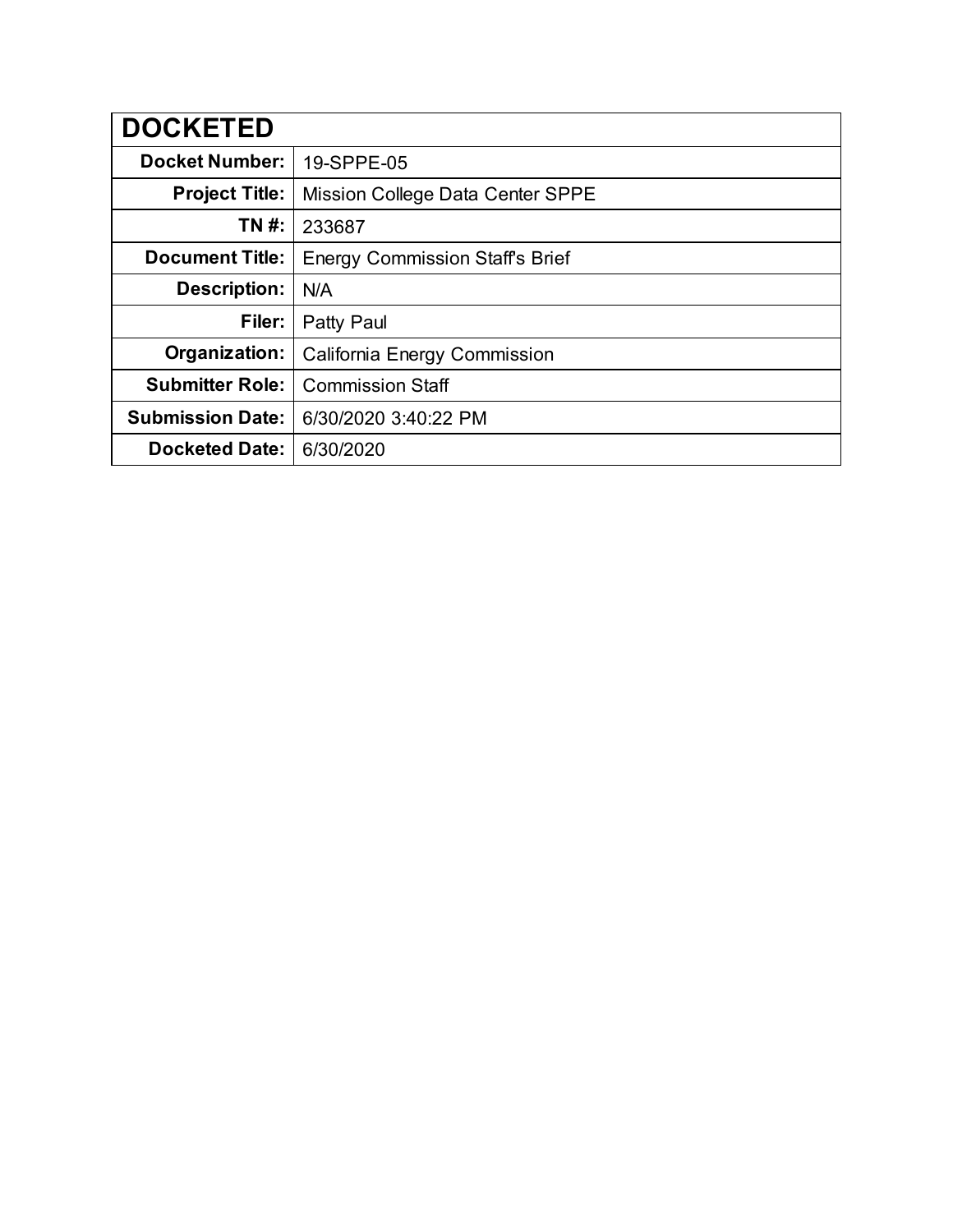| DOCKETED | |
|---|---|
| **Docket Number:** | 19-SPPE-05 |
| **Project Title:** | Mission College Data Center SPPE |
| **TN #:** | 233687 |
| **Document Title:** | Energy Commission Staff's Brief |
| **Description:** | N/A |
| **Filer:** | Patty Paul |
| **Organization:** | California Energy Commission |
| **Submitter Role:** | Commission Staff |
| **Submission Date:** | 6/30/2020 3:40:22 PM |
| **Docketed Date:** | 6/30/2020 |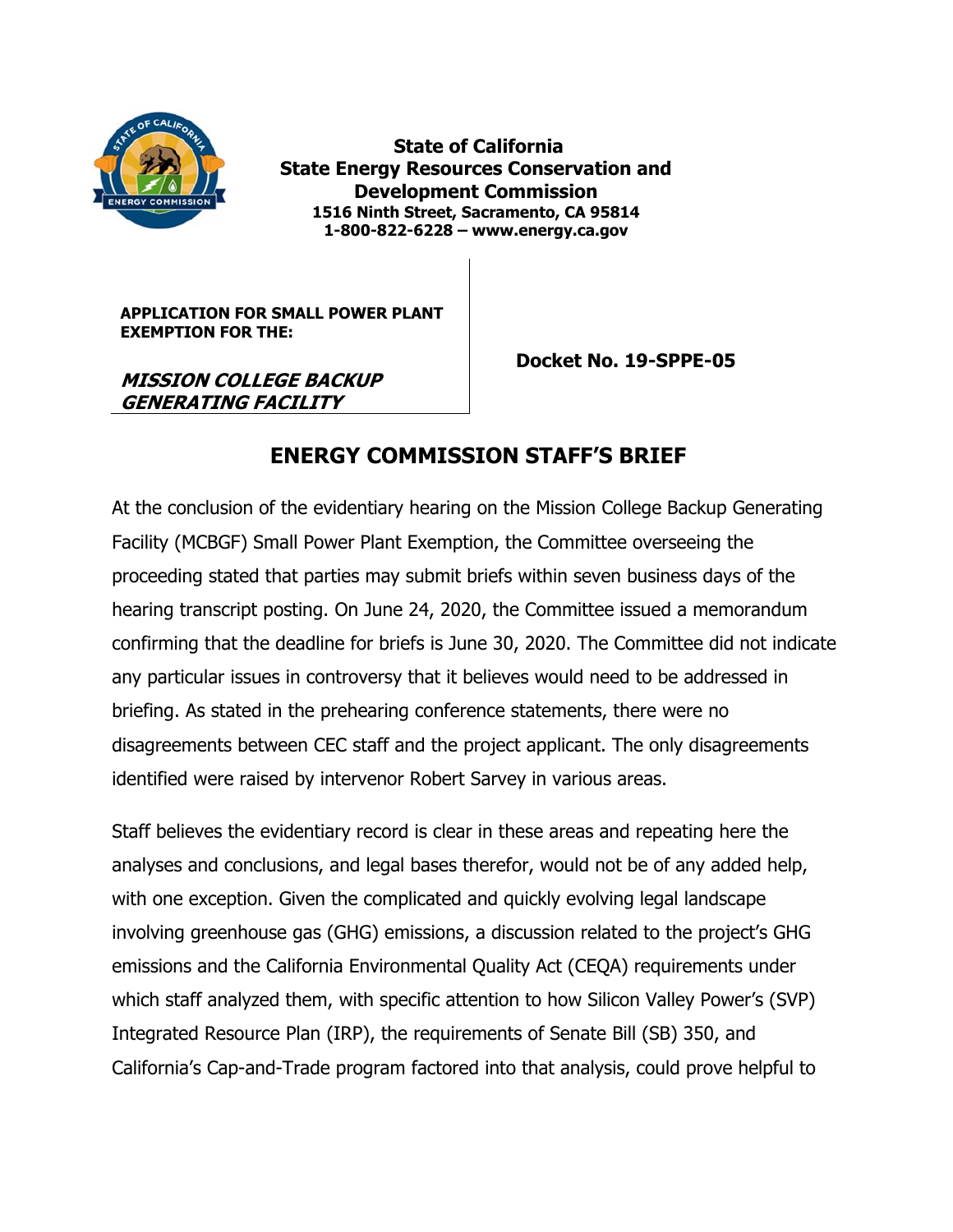**State of California**
**State Energy Resources Conservation and Development Commission**
**1516 Ninth Street, Sacramento, CA 95814**
**1-800-822-6228 – www.energy.ca.gov**

| APPLICATION FOR SMALL POWER PLANT EXEMPTION FOR THE: ***MISSION COLLEGE BACKUP GENERATING FACILITY*** | Docket No. 19-SPPE-05 |
|---|---|

# ENERGY COMMISSION STAFF'S BRIEF

At the conclusion of the evidentiary hearing on the Mission College Backup Generating Facility (MCBGF) Small Power Plant Exemption, the Committee overseeing the proceeding stated that parties may submit briefs within seven business days of the hearing transcript posting. On June 24, 2020, the Committee issued a memorandum confirming that the deadline for briefs is June 30, 2020. The Committee did not indicate any particular issues in controversy that it believes would need to be addressed in briefing. As stated in the prehearing conference statements, there were no disagreements between CEC staff and the project applicant. The only disagreements identified were raised by intervenor Robert Sarvey in various areas.

Staff believes the evidentiary record is clear in these areas and repeating here the analyses and conclusions, and legal bases therefor, would not be of any added help, with one exception. Given the complicated and quickly evolving legal landscape involving greenhouse gas (GHG) emissions, a discussion related to the project's GHG emissions and the California Environmental Quality Act (CEQA) requirements under which staff analyzed them, with specific attention to how Silicon Valley Power's (SVP) Integrated Resource Plan (IRP), the requirements of Senate Bill (SB) 350, and California's Cap-and-Trade program factored into that analysis, could prove helpful to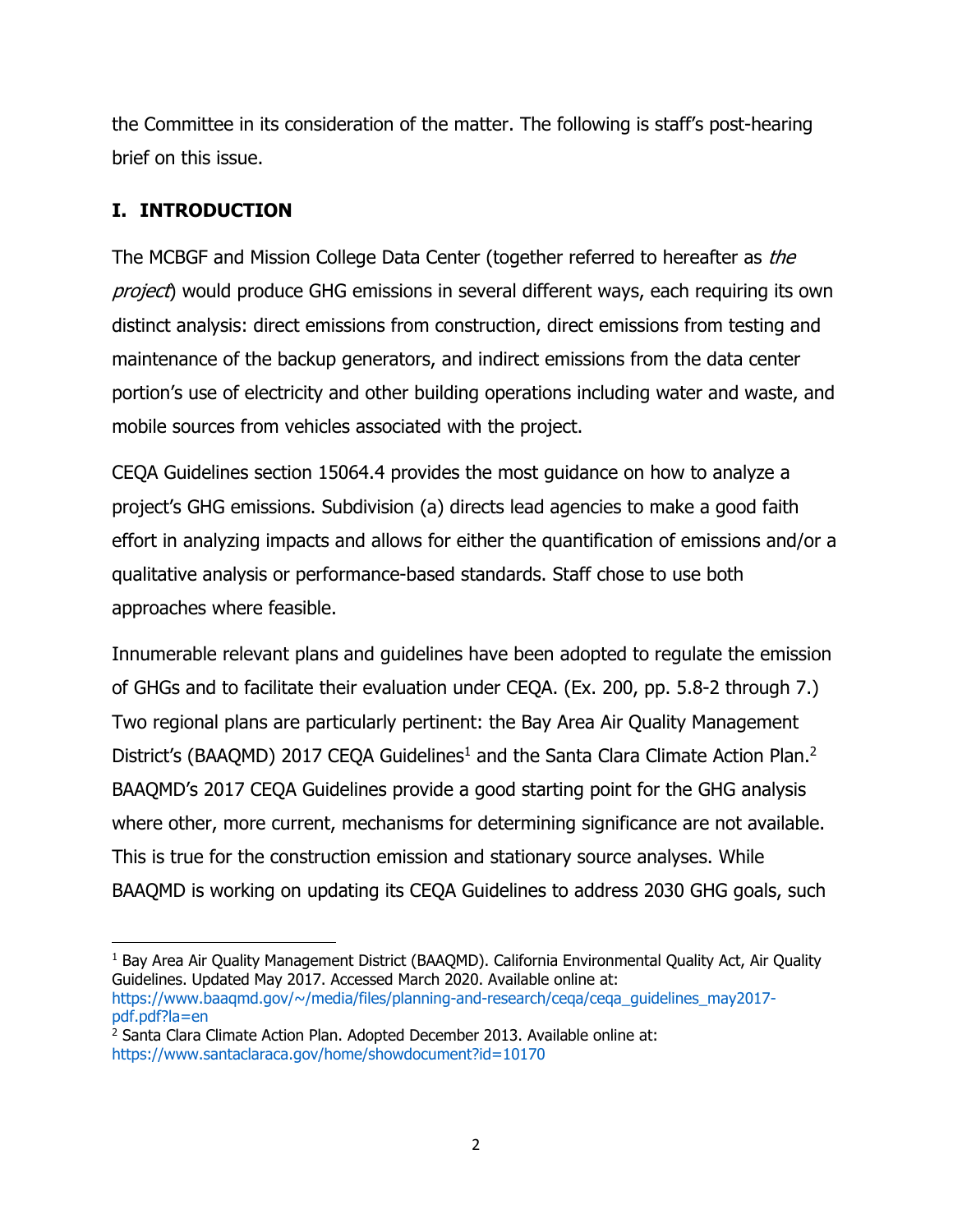the Committee in its consideration of the matter. The following is staff's post-hearing brief on this issue.

## I. INTRODUCTION

The MCBGF and Mission College Data Center (together referred to hereafter as *the project*) would produce GHG emissions in several different ways, each requiring its own distinct analysis: direct emissions from construction, direct emissions from testing and maintenance of the backup generators, and indirect emissions from the data center portion's use of electricity and other building operations including water and waste, and mobile sources from vehicles associated with the project.

CEQA Guidelines section 15064.4 provides the most guidance on how to analyze a project's GHG emissions. Subdivision (a) directs lead agencies to make a good faith effort in analyzing impacts and allows for either the quantification of emissions and/or a qualitative analysis or performance-based standards. Staff chose to use both approaches where feasible.

Innumerable relevant plans and guidelines have been adopted to regulate the emission of GHGs and to facilitate their evaluation under CEQA. (Ex. 200, pp. 5.8-2 through 7.) Two regional plans are particularly pertinent: the Bay Area Air Quality Management District's (BAAQMD) 2017 CEQA Guidelines[1] and the Santa Clara Climate Action Plan.[2] BAAQMD's 2017 CEQA Guidelines provide a good starting point for the GHG analysis where other, more current, mechanisms for determining significance are not available. This is true for the construction emission and stationary source analyses. While BAAQMD is working on updating its CEQA Guidelines to address 2030 GHG goals, such

---

[1] Bay Area Air Quality Management District (BAAQMD). California Environmental Quality Act, Air Quality Guidelines. Updated May 2017. Accessed March 2020. Available online at: https://www.baaqmd.gov/~/media/files/planning-and-research/ceqa/ceqa_guidelines_may2017-pdf.pdf?la=en

[2] Santa Clara Climate Action Plan. Adopted December 2013. Available online at: https://www.santaclaraca.gov/home/showdocument?id=10170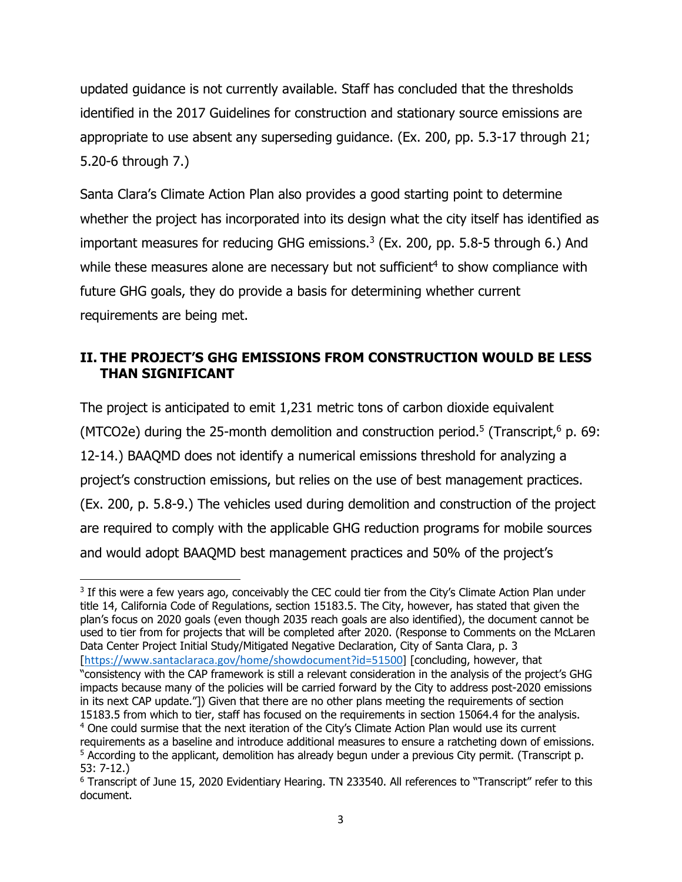updated guidance is not currently available. Staff has concluded that the thresholds identified in the 2017 Guidelines for construction and stationary source emissions are appropriate to use absent any superseding guidance. (Ex. 200, pp. 5.3-17 through 21; 5.20-6 through 7.)

Santa Clara's Climate Action Plan also provides a good starting point to determine whether the project has incorporated into its design what the city itself has identified as important measures for reducing GHG emissions.[3] (Ex. 200, pp. 5.8-5 through 6.) And while these measures alone are necessary but not sufficient[4] to show compliance with future GHG goals, they do provide a basis for determining whether current requirements are being met.

## II. THE PROJECT'S GHG EMISSIONS FROM CONSTRUCTION WOULD BE LESS THAN SIGNIFICANT

The project is anticipated to emit 1,231 metric tons of carbon dioxide equivalent (MTCO2e) during the 25-month demolition and construction period.[5] (Transcript,[6] p. 69: 12-14.) BAAQMD does not identify a numerical emissions threshold for analyzing a project's construction emissions, but relies on the use of best management practices. (Ex. 200, p. 5.8-9.) The vehicles used during demolition and construction of the project are required to comply with the applicable GHG reduction programs for mobile sources and would adopt BAAQMD best management practices and 50% of the project's

---

[3] If this were a few years ago, conceivably the CEC could tier from the City's Climate Action Plan under title 14, California Code of Regulations, section 15183.5. The City, however, has stated that given the plan's focus on 2020 goals (even though 2035 reach goals are also identified), the document cannot be used to tier from for projects that will be completed after 2020. (Response to Comments on the McLaren Data Center Project Initial Study/Mitigated Negative Declaration, City of Santa Clara, p. 3 [https://www.santaclaraca.gov/home/showdocument?id=51500] [concluding, however, that "consistency with the CAP framework is still a relevant consideration in the analysis of the project's GHG impacts because many of the policies will be carried forward by the City to address post-2020 emissions in its next CAP update."]) Given that there are no other plans meeting the requirements of section 15183.5 from which to tier, staff has focused on the requirements in section 15064.4 for the analysis.

[4] One could surmise that the next iteration of the City's Climate Action Plan would use its current requirements as a baseline and introduce additional measures to ensure a ratcheting down of emissions.

[5] According to the applicant, demolition has already begun under a previous City permit. (Transcript p. 53: 7-12.)

[6] Transcript of June 15, 2020 Evidentiary Hearing. TN 233540. All references to "Transcript" refer to this document.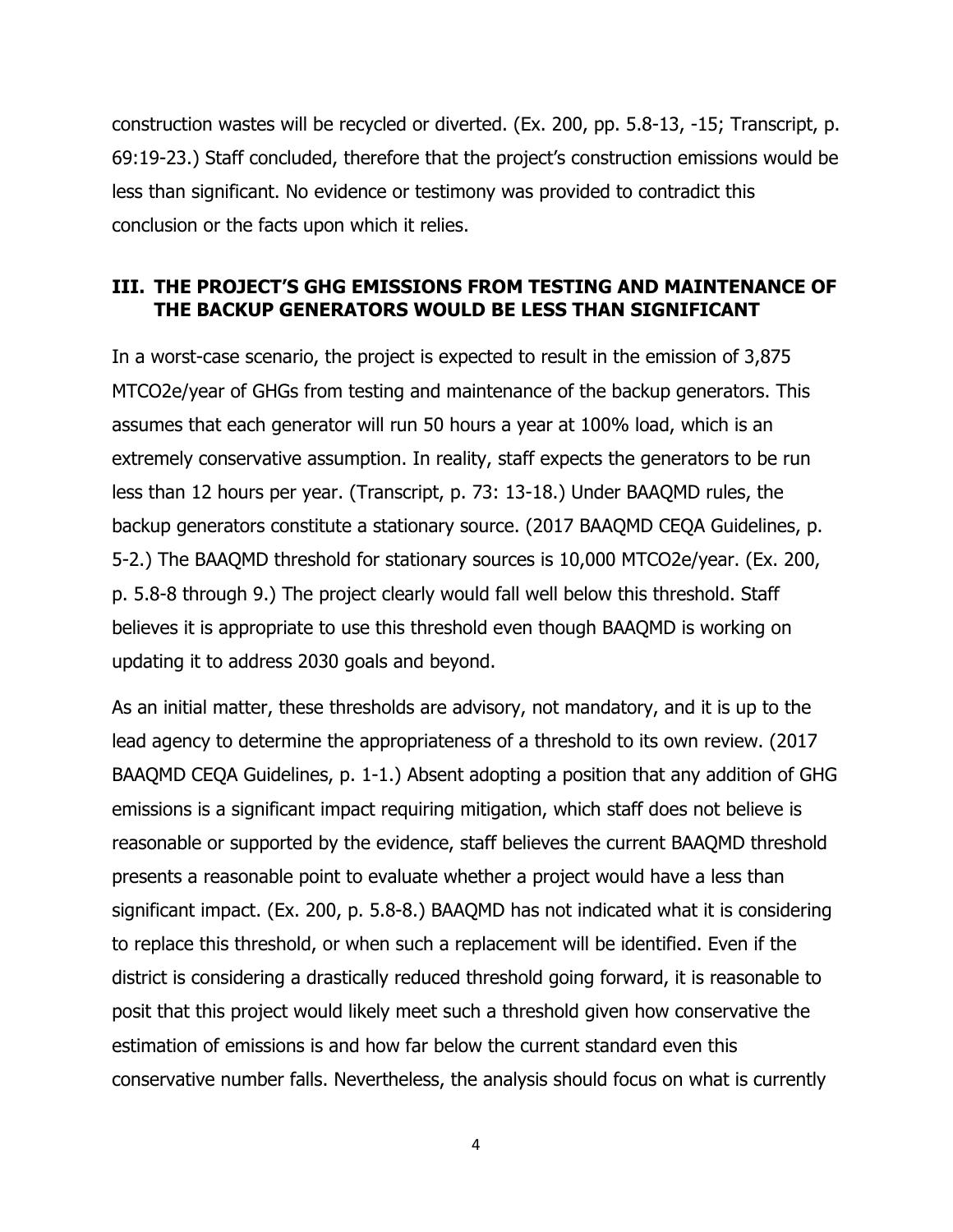construction wastes will be recycled or diverted. (Ex. 200, pp. 5.8-13, -15; Transcript, p. 69:19-23.) Staff concluded, therefore that the project's construction emissions would be less than significant. No evidence or testimony was provided to contradict this conclusion or the facts upon which it relies.

## III. THE PROJECT'S GHG EMISSIONS FROM TESTING AND MAINTENANCE OF THE BACKUP GENERATORS WOULD BE LESS THAN SIGNIFICANT

In a worst-case scenario, the project is expected to result in the emission of 3,875 MTCO2e/year of GHGs from testing and maintenance of the backup generators. This assumes that each generator will run 50 hours a year at 100% load, which is an extremely conservative assumption. In reality, staff expects the generators to be run less than 12 hours per year. (Transcript, p. 73: 13-18.) Under BAAQMD rules, the backup generators constitute a stationary source. (2017 BAAQMD CEQA Guidelines, p. 5-2.) The BAAQMD threshold for stationary sources is 10,000 MTCO2e/year. (Ex. 200, p. 5.8-8 through 9.) The project clearly would fall well below this threshold. Staff believes it is appropriate to use this threshold even though BAAQMD is working on updating it to address 2030 goals and beyond.

As an initial matter, these thresholds are advisory, not mandatory, and it is up to the lead agency to determine the appropriateness of a threshold to its own review. (2017 BAAQMD CEQA Guidelines, p. 1-1.) Absent adopting a position that any addition of GHG emissions is a significant impact requiring mitigation, which staff does not believe is reasonable or supported by the evidence, staff believes the current BAAQMD threshold presents a reasonable point to evaluate whether a project would have a less than significant impact. (Ex. 200, p. 5.8-8.) BAAQMD has not indicated what it is considering to replace this threshold, or when such a replacement will be identified. Even if the district is considering a drastically reduced threshold going forward, it is reasonable to posit that this project would likely meet such a threshold given how conservative the estimation of emissions is and how far below the current standard even this conservative number falls. Nevertheless, the analysis should focus on what is currently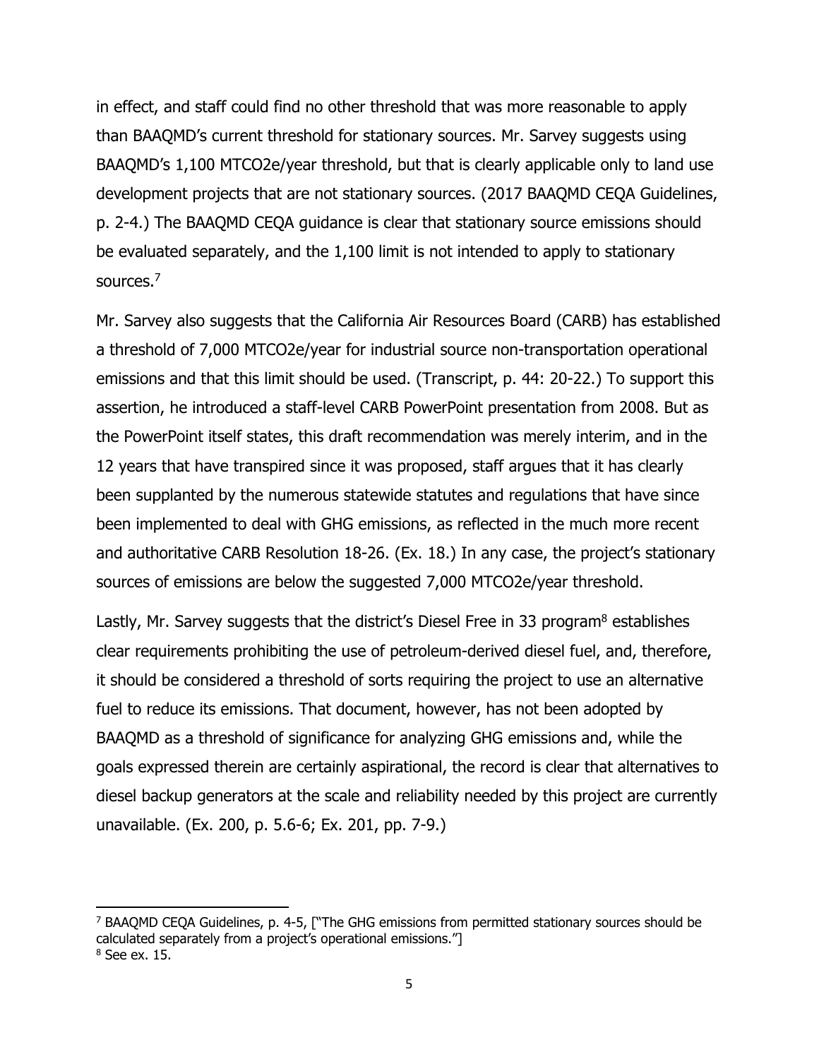in effect, and staff could find no other threshold that was more reasonable to apply than BAAQMD's current threshold for stationary sources. Mr. Sarvey suggests using BAAQMD's 1,100 MTCO2e/year threshold, but that is clearly applicable only to land use development projects that are not stationary sources. (2017 BAAQMD CEQA Guidelines, p. 2-4.) The BAAQMD CEQA guidance is clear that stationary source emissions should be evaluated separately, and the 1,100 limit is not intended to apply to stationary sources.[7]

Mr. Sarvey also suggests that the California Air Resources Board (CARB) has established a threshold of 7,000 MTCO2e/year for industrial source non-transportation operational emissions and that this limit should be used. (Transcript, p. 44: 20-22.) To support this assertion, he introduced a staff-level CARB PowerPoint presentation from 2008. But as the PowerPoint itself states, this draft recommendation was merely interim, and in the 12 years that have transpired since it was proposed, staff argues that it has clearly been supplanted by the numerous statewide statutes and regulations that have since been implemented to deal with GHG emissions, as reflected in the much more recent and authoritative CARB Resolution 18-26. (Ex. 18.) In any case, the project's stationary sources of emissions are below the suggested 7,000 MTCO2e/year threshold.

Lastly, Mr. Sarvey suggests that the district's Diesel Free in 33 program[8] establishes clear requirements prohibiting the use of petroleum-derived diesel fuel, and, therefore, it should be considered a threshold of sorts requiring the project to use an alternative fuel to reduce its emissions. That document, however, has not been adopted by BAAQMD as a threshold of significance for analyzing GHG emissions and, while the goals expressed therein are certainly aspirational, the record is clear that alternatives to diesel backup generators at the scale and reliability needed by this project are currently unavailable. (Ex. 200, p. 5.6-6; Ex. 201, pp. 7-9.)

---

[7] BAAQMD CEQA Guidelines, p. 4-5, ["The GHG emissions from permitted stationary sources should be calculated separately from a project's operational emissions."]

[8] See ex. 15.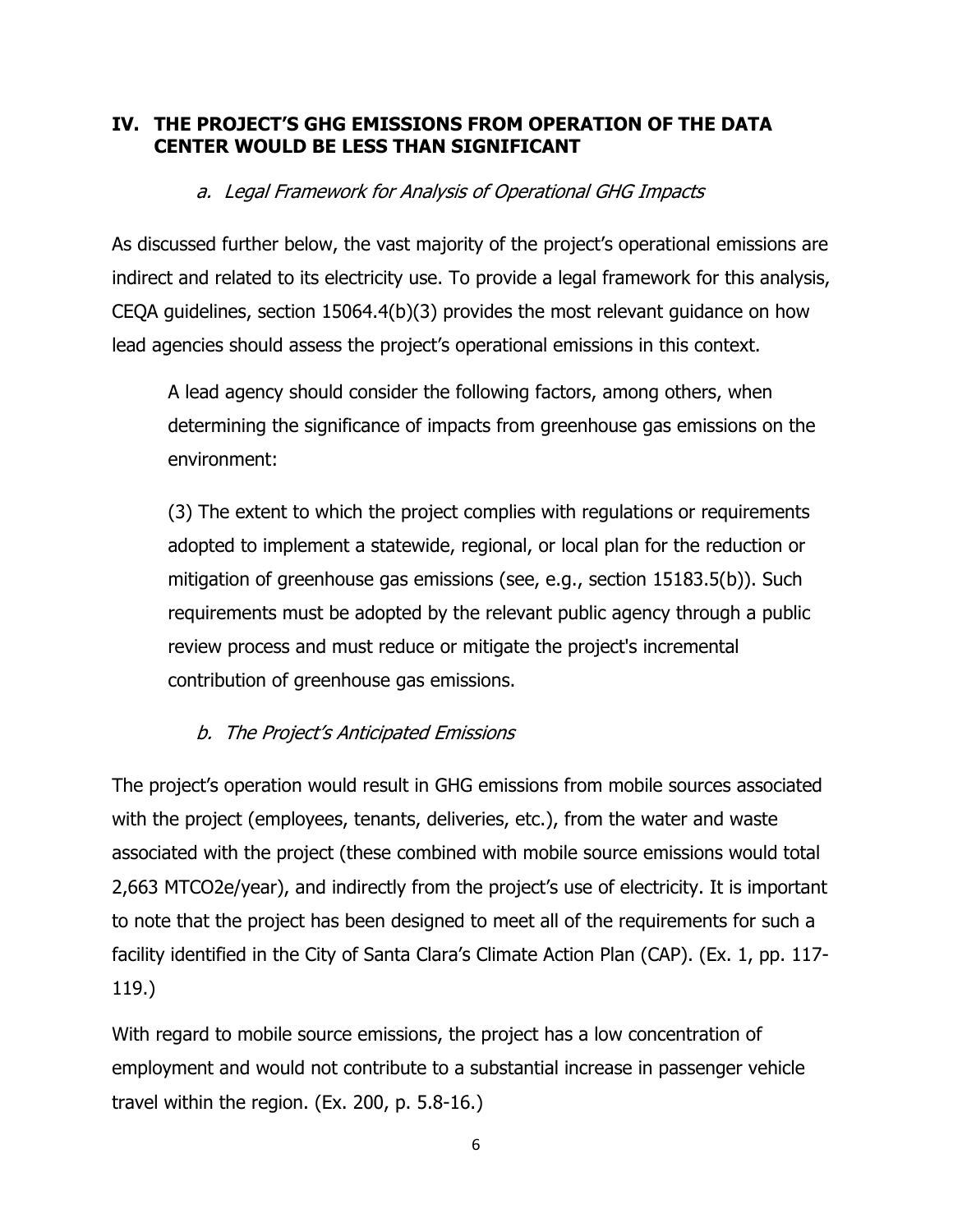## IV. THE PROJECT'S GHG EMISSIONS FROM OPERATION OF THE DATA CENTER WOULD BE LESS THAN SIGNIFICANT

### *a. Legal Framework for Analysis of Operational GHG Impacts*

As discussed further below, the vast majority of the project's operational emissions are indirect and related to its electricity use. To provide a legal framework for this analysis, CEQA guidelines, section 15064.4(b)(3) provides the most relevant guidance on how lead agencies should assess the project's operational emissions in this context.

> A lead agency should consider the following factors, among others, when determining the significance of impacts from greenhouse gas emissions on the environment:
>
> (3) The extent to which the project complies with regulations or requirements adopted to implement a statewide, regional, or local plan for the reduction or mitigation of greenhouse gas emissions (see, e.g., section 15183.5(b)). Such requirements must be adopted by the relevant public agency through a public review process and must reduce or mitigate the project's incremental contribution of greenhouse gas emissions.

### *b. The Project's Anticipated Emissions*

The project's operation would result in GHG emissions from mobile sources associated with the project (employees, tenants, deliveries, etc.), from the water and waste associated with the project (these combined with mobile source emissions would total 2,663 MTCO2e/year), and indirectly from the project's use of electricity. It is important to note that the project has been designed to meet all of the requirements for such a facility identified in the City of Santa Clara's Climate Action Plan (CAP). (Ex. 1, pp. 117-119.)

With regard to mobile source emissions, the project has a low concentration of employment and would not contribute to a substantial increase in passenger vehicle travel within the region. (Ex. 200, p. 5.8-16.)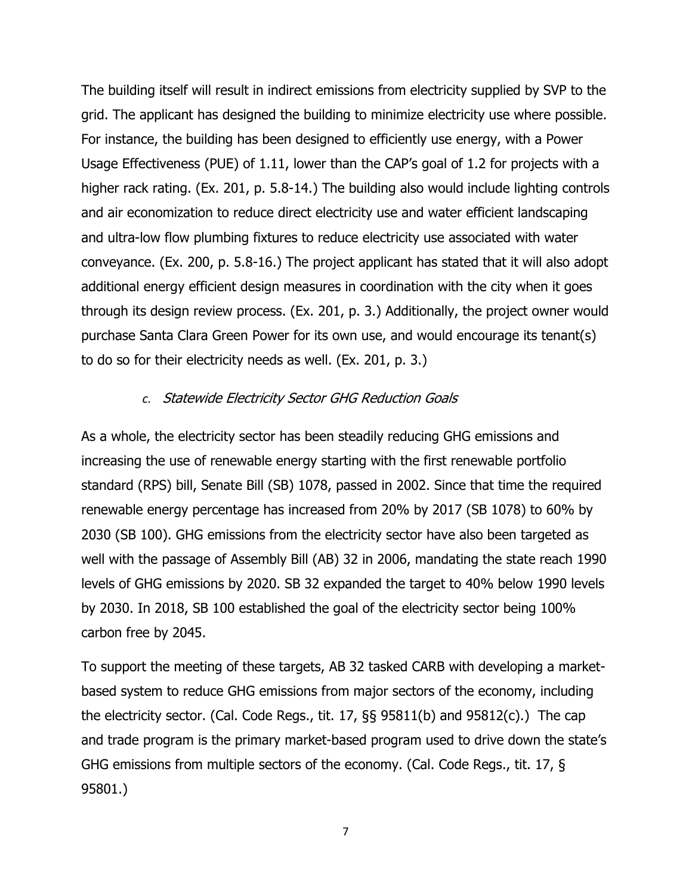The building itself will result in indirect emissions from electricity supplied by SVP to the grid. The applicant has designed the building to minimize electricity use where possible. For instance, the building has been designed to efficiently use energy, with a Power Usage Effectiveness (PUE) of 1.11, lower than the CAP's goal of 1.2 for projects with a higher rack rating. (Ex. 201, p. 5.8-14.) The building also would include lighting controls and air economization to reduce direct electricity use and water efficient landscaping and ultra-low flow plumbing fixtures to reduce electricity use associated with water conveyance. (Ex. 200, p. 5.8-16.) The project applicant has stated that it will also adopt additional energy efficient design measures in coordination with the city when it goes through its design review process. (Ex. 201, p. 3.) Additionally, the project owner would purchase Santa Clara Green Power for its own use, and would encourage its tenant(s) to do so for their electricity needs as well. (Ex. 201, p. 3.)

### *c. Statewide Electricity Sector GHG Reduction Goals*

As a whole, the electricity sector has been steadily reducing GHG emissions and increasing the use of renewable energy starting with the first renewable portfolio standard (RPS) bill, Senate Bill (SB) 1078, passed in 2002. Since that time the required renewable energy percentage has increased from 20% by 2017 (SB 1078) to 60% by 2030 (SB 100). GHG emissions from the electricity sector have also been targeted as well with the passage of Assembly Bill (AB) 32 in 2006, mandating the state reach 1990 levels of GHG emissions by 2020. SB 32 expanded the target to 40% below 1990 levels by 2030. In 2018, SB 100 established the goal of the electricity sector being 100% carbon free by 2045.

To support the meeting of these targets, AB 32 tasked CARB with developing a market-based system to reduce GHG emissions from major sectors of the economy, including the electricity sector. (Cal. Code Regs., tit. 17, §§ 95811(b) and 95812(c).) The cap and trade program is the primary market-based program used to drive down the state's GHG emissions from multiple sectors of the economy. (Cal. Code Regs., tit. 17, § 95801.)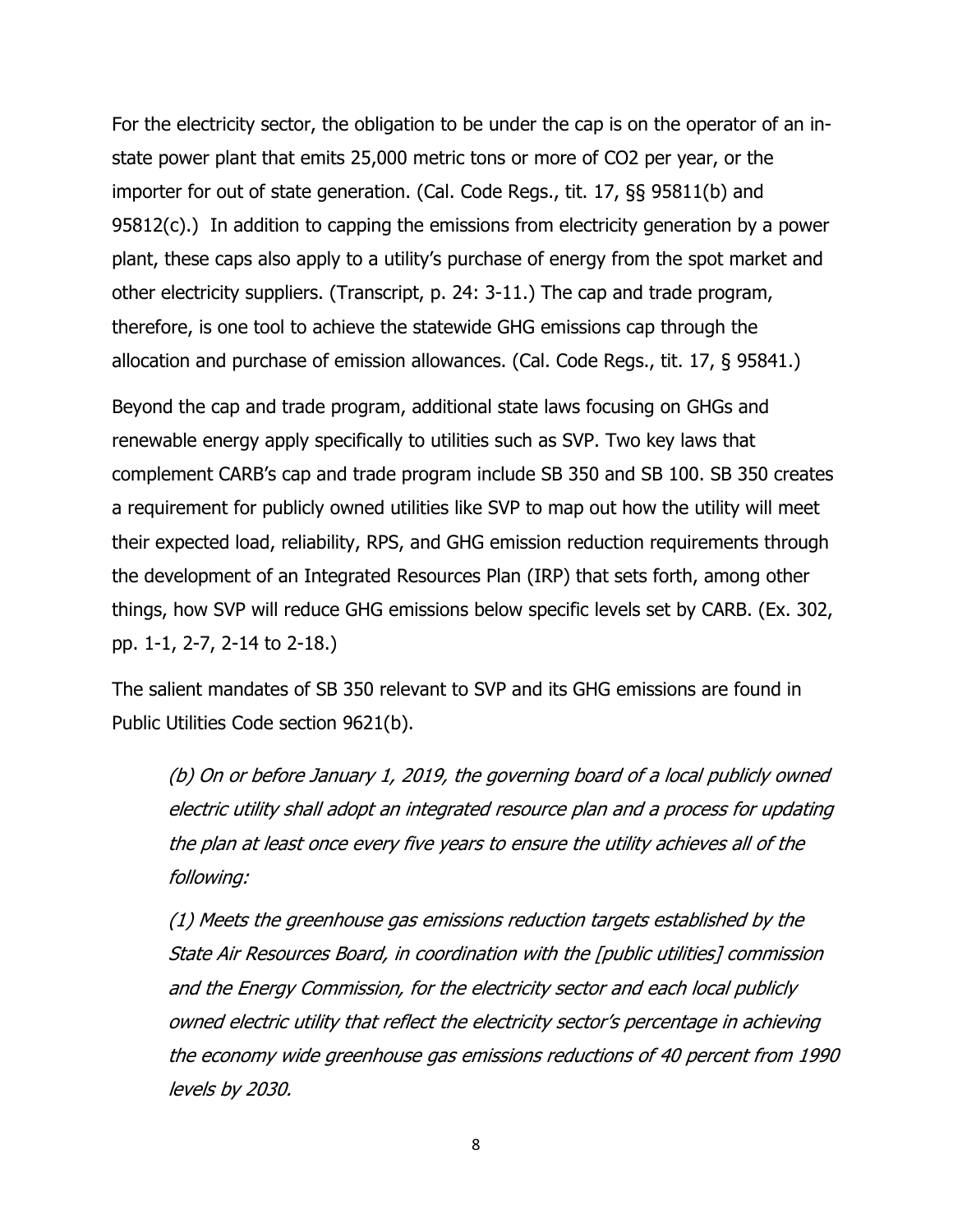For the electricity sector, the obligation to be under the cap is on the operator of an in-state power plant that emits 25,000 metric tons or more of $CO_2$ per year, or the importer for out of state generation. (Cal. Code Regs., tit. 17, §§ 95811(b) and 95812(c).) In addition to capping the emissions from electricity generation by a power plant, these caps also apply to a utility's purchase of energy from the spot market and other electricity suppliers. (Transcript, p. 24: 3-11.) The cap and trade program, therefore, is one tool to achieve the statewide GHG emissions cap through the allocation and purchase of emission allowances. (Cal. Code Regs., tit. 17, § 95841.)

Beyond the cap and trade program, additional state laws focusing on GHGs and renewable energy apply specifically to utilities such as SVP. Two key laws that complement CARB's cap and trade program include SB 350 and SB 100. SB 350 creates a requirement for publicly owned utilities like SVP to map out how the utility will meet their expected load, reliability, RPS, and GHG emission reduction requirements through the development of an Integrated Resources Plan (IRP) that sets forth, among other things, how SVP will reduce GHG emissions below specific levels set by CARB. (Ex. 302, pp. 1-1, 2-7, 2-14 to 2-18.)

The salient mandates of SB 350 relevant to SVP and its GHG emissions are found in Public Utilities Code section 9621(b).

> *(b) On or before January 1, 2019, the governing board of a local publicly owned electric utility shall adopt an integrated resource plan and a process for updating the plan at least once every five years to ensure the utility achieves all of the following:*
>
> *(1) Meets the greenhouse gas emissions reduction targets established by the State Air Resources Board, in coordination with the [public utilities] commission and the Energy Commission, for the electricity sector and each local publicly owned electric utility that reflect the electricity sector's percentage in achieving the economy wide greenhouse gas emissions reductions of 40 percent from 1990 levels by 2030.*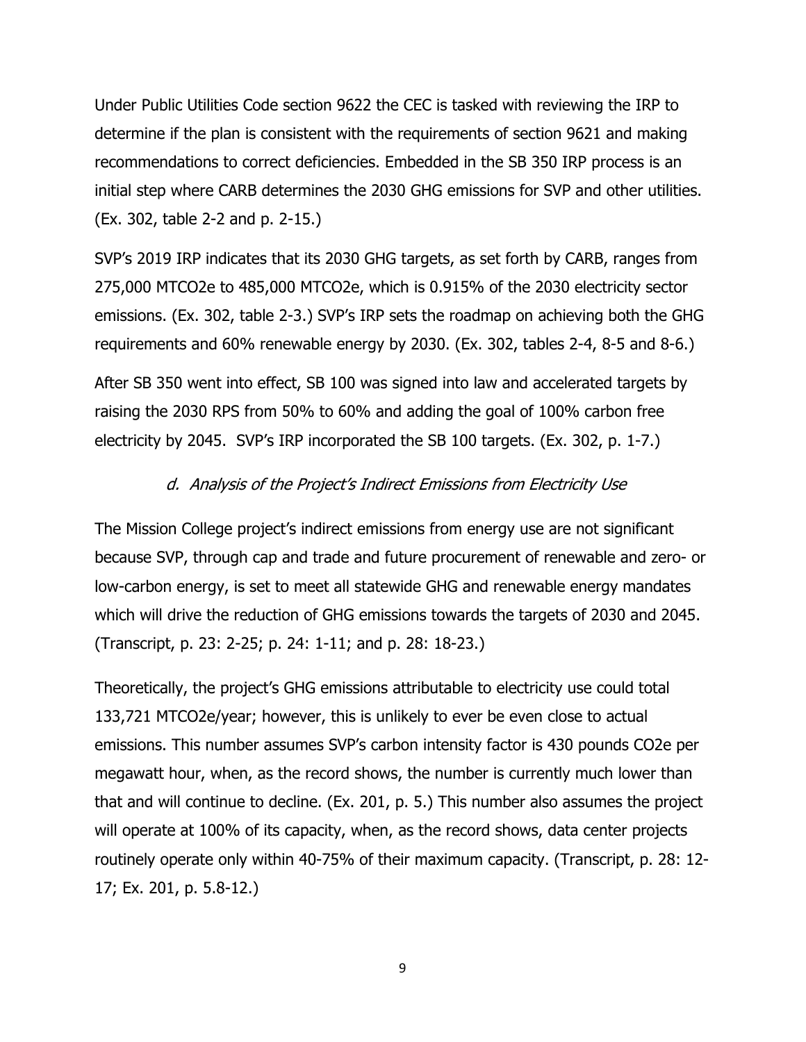Under Public Utilities Code section 9622 the CEC is tasked with reviewing the IRP to determine if the plan is consistent with the requirements of section 9621 and making recommendations to correct deficiencies. Embedded in the SB 350 IRP process is an initial step where CARB determines the 2030 GHG emissions for SVP and other utilities. (Ex. 302, table 2-2 and p. 2-15.)

SVP's 2019 IRP indicates that its 2030 GHG targets, as set forth by CARB, ranges from 275,000 MTCO2e to 485,000 MTCO2e, which is 0.915% of the 2030 electricity sector emissions. (Ex. 302, table 2-3.) SVP's IRP sets the roadmap on achieving both the GHG requirements and 60% renewable energy by 2030. (Ex. 302, tables 2-4, 8-5 and 8-6.)

After SB 350 went into effect, SB 100 was signed into law and accelerated targets by raising the 2030 RPS from 50% to 60% and adding the goal of 100% carbon free electricity by 2045. SVP's IRP incorporated the SB 100 targets. (Ex. 302, p. 1-7.)

*d. Analysis of the Project's Indirect Emissions from Electricity Use*

The Mission College project's indirect emissions from energy use are not significant because SVP, through cap and trade and future procurement of renewable and zero- or low-carbon energy, is set to meet all statewide GHG and renewable energy mandates which will drive the reduction of GHG emissions towards the targets of 2030 and 2045. (Transcript, p. 23: 2-25; p. 24: 1-11; and p. 28: 18-23.)

Theoretically, the project's GHG emissions attributable to electricity use could total 133,721 MTCO2e/year; however, this is unlikely to ever be even close to actual emissions. This number assumes SVP's carbon intensity factor is 430 pounds CO2e per megawatt hour, when, as the record shows, the number is currently much lower than that and will continue to decline. (Ex. 201, p. 5.) This number also assumes the project will operate at 100% of its capacity, when, as the record shows, data center projects routinely operate only within 40-75% of their maximum capacity. (Transcript, p. 28: 12-17; Ex. 201, p. 5.8-12.)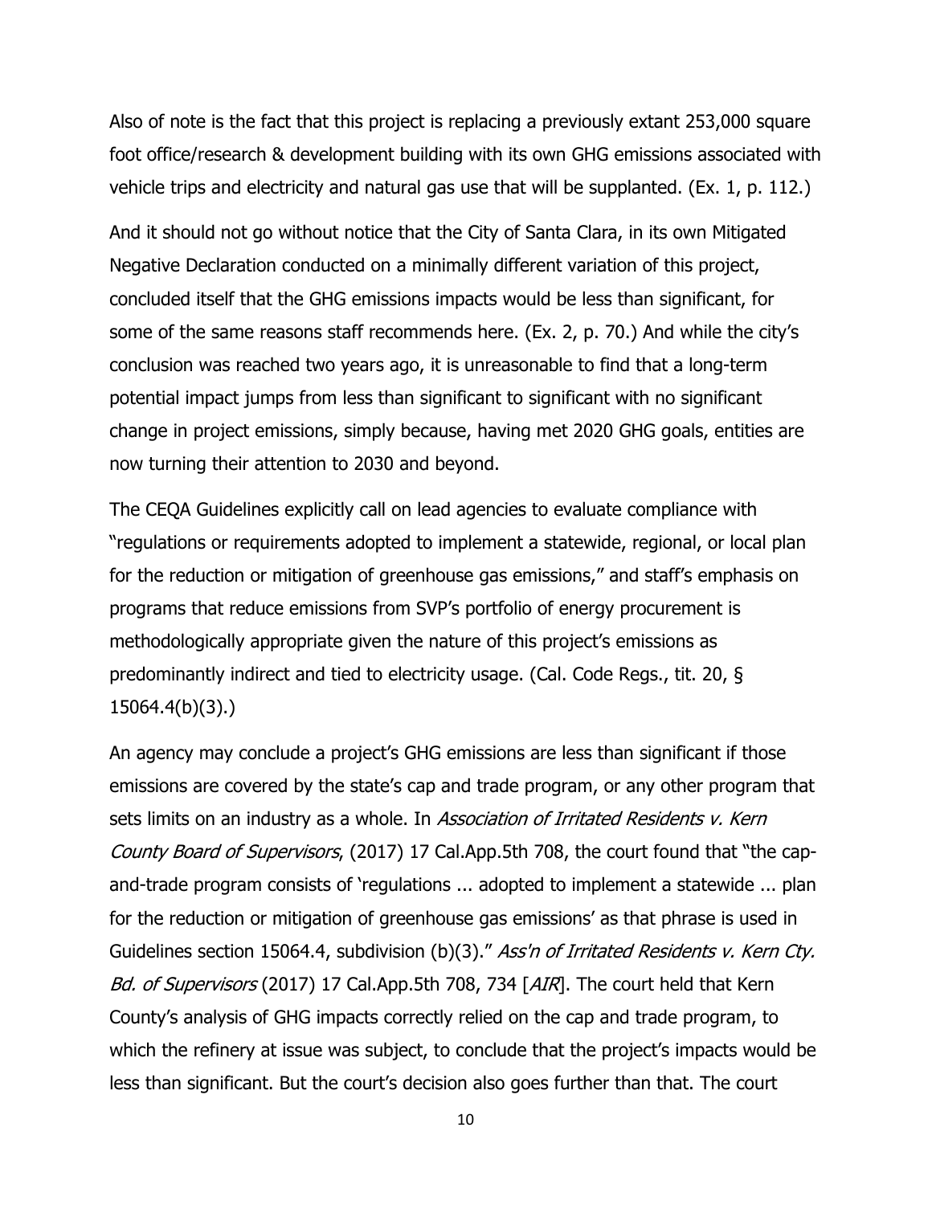Also of note is the fact that this project is replacing a previously extant 253,000 square foot office/research & development building with its own GHG emissions associated with vehicle trips and electricity and natural gas use that will be supplanted. (Ex. 1, p. 112.)

And it should not go without notice that the City of Santa Clara, in its own Mitigated Negative Declaration conducted on a minimally different variation of this project, concluded itself that the GHG emissions impacts would be less than significant, for some of the same reasons staff recommends here. (Ex. 2, p. 70.) And while the city's conclusion was reached two years ago, it is unreasonable to find that a long-term potential impact jumps from less than significant to significant with no significant change in project emissions, simply because, having met 2020 GHG goals, entities are now turning their attention to 2030 and beyond.

The CEQA Guidelines explicitly call on lead agencies to evaluate compliance with "regulations or requirements adopted to implement a statewide, regional, or local plan for the reduction or mitigation of greenhouse gas emissions," and staff's emphasis on programs that reduce emissions from SVP's portfolio of energy procurement is methodologically appropriate given the nature of this project's emissions as predominantly indirect and tied to electricity usage. (Cal. Code Regs., tit. 20, § 15064.4(b)(3).)

An agency may conclude a project's GHG emissions are less than significant if those emissions are covered by the state's cap and trade program, or any other program that sets limits on an industry as a whole. In *Association of Irritated Residents v. Kern County Board of Supervisors*, (2017) 17 Cal.App.5th 708, the court found that "the cap-and-trade program consists of 'regulations ... adopted to implement a statewide ... plan for the reduction or mitigation of greenhouse gas emissions' as that phrase is used in Guidelines section 15064.4, subdivision (b)(3)." *Ass'n of Irritated Residents v. Kern Cty. Bd. of Supervisors* (2017) 17 Cal.App.5th 708, 734 [*AIR*]. The court held that Kern County's analysis of GHG impacts correctly relied on the cap and trade program, to which the refinery at issue was subject, to conclude that the project's impacts would be less than significant. But the court's decision also goes further than that. The court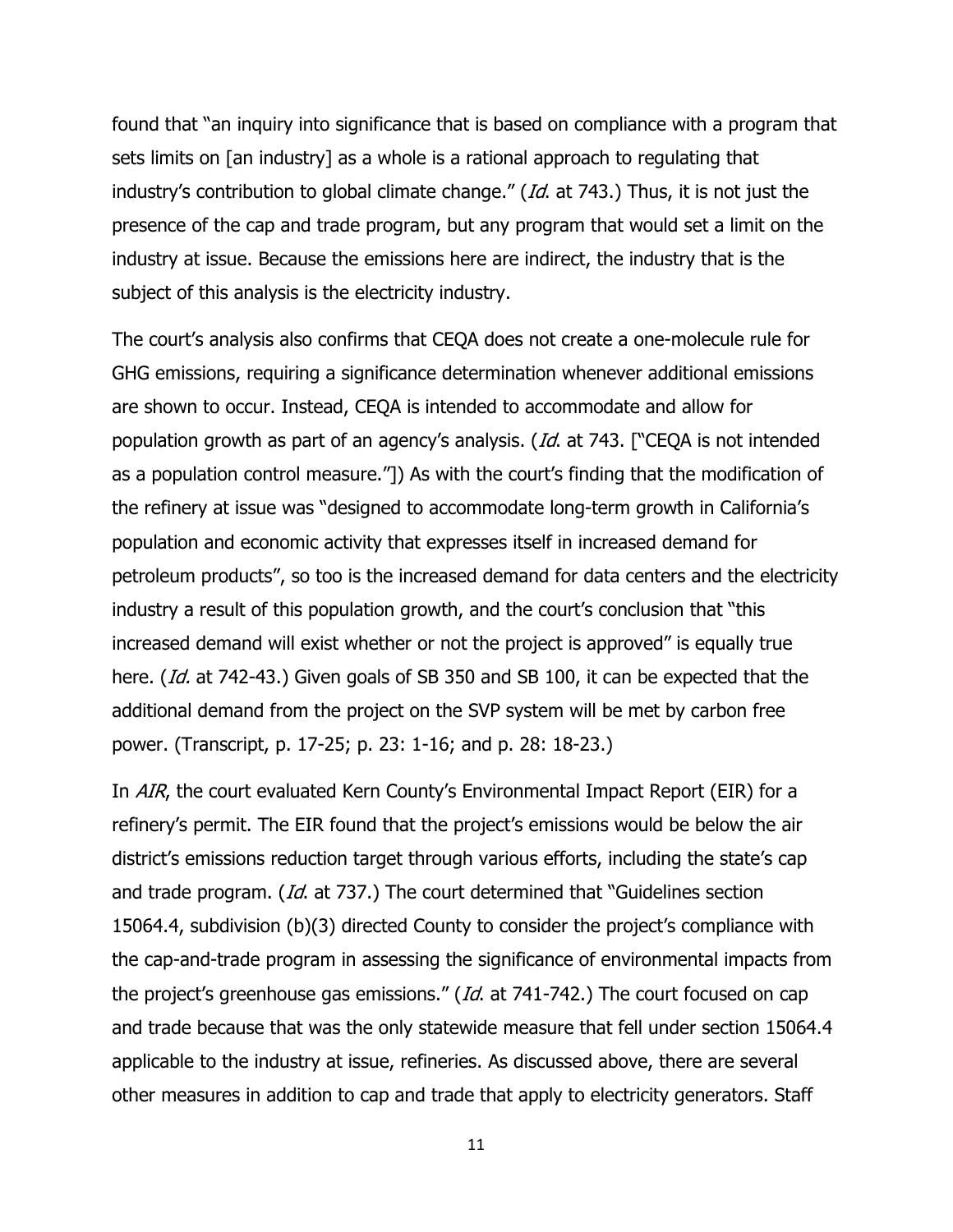found that "an inquiry into significance that is based on compliance with a program that sets limits on [an industry] as a whole is a rational approach to regulating that industry's contribution to global climate change." (*Id.* at 743.) Thus, it is not just the presence of the cap and trade program, but any program that would set a limit on the industry at issue. Because the emissions here are indirect, the industry that is the subject of this analysis is the electricity industry.

The court's analysis also confirms that CEQA does not create a one-molecule rule for GHG emissions, requiring a significance determination whenever additional emissions are shown to occur. Instead, CEQA is intended to accommodate and allow for population growth as part of an agency's analysis. (*Id.* at 743. ["CEQA is not intended as a population control measure."]) As with the court's finding that the modification of the refinery at issue was "designed to accommodate long-term growth in California's population and economic activity that expresses itself in increased demand for petroleum products", so too is the increased demand for data centers and the electricity industry a result of this population growth, and the court's conclusion that "this increased demand will exist whether or not the project is approved" is equally true here. (*Id.* at 742-43.) Given goals of SB 350 and SB 100, it can be expected that the additional demand from the project on the SVP system will be met by carbon free power. (Transcript, p. 17-25; p. 23: 1-16; and p. 28: 18-23.)

In *AIR*, the court evaluated Kern County's Environmental Impact Report (EIR) for a refinery's permit. The EIR found that the project's emissions would be below the air district's emissions reduction target through various efforts, including the state's cap and trade program. (*Id.* at 737.) The court determined that "Guidelines section 15064.4, subdivision (b)(3) directed County to consider the project's compliance with the cap-and-trade program in assessing the significance of environmental impacts from the project's greenhouse gas emissions." (*Id.* at 741-742.) The court focused on cap and trade because that was the only statewide measure that fell under section 15064.4 applicable to the industry at issue, refineries. As discussed above, there are several other measures in addition to cap and trade that apply to electricity generators. Staff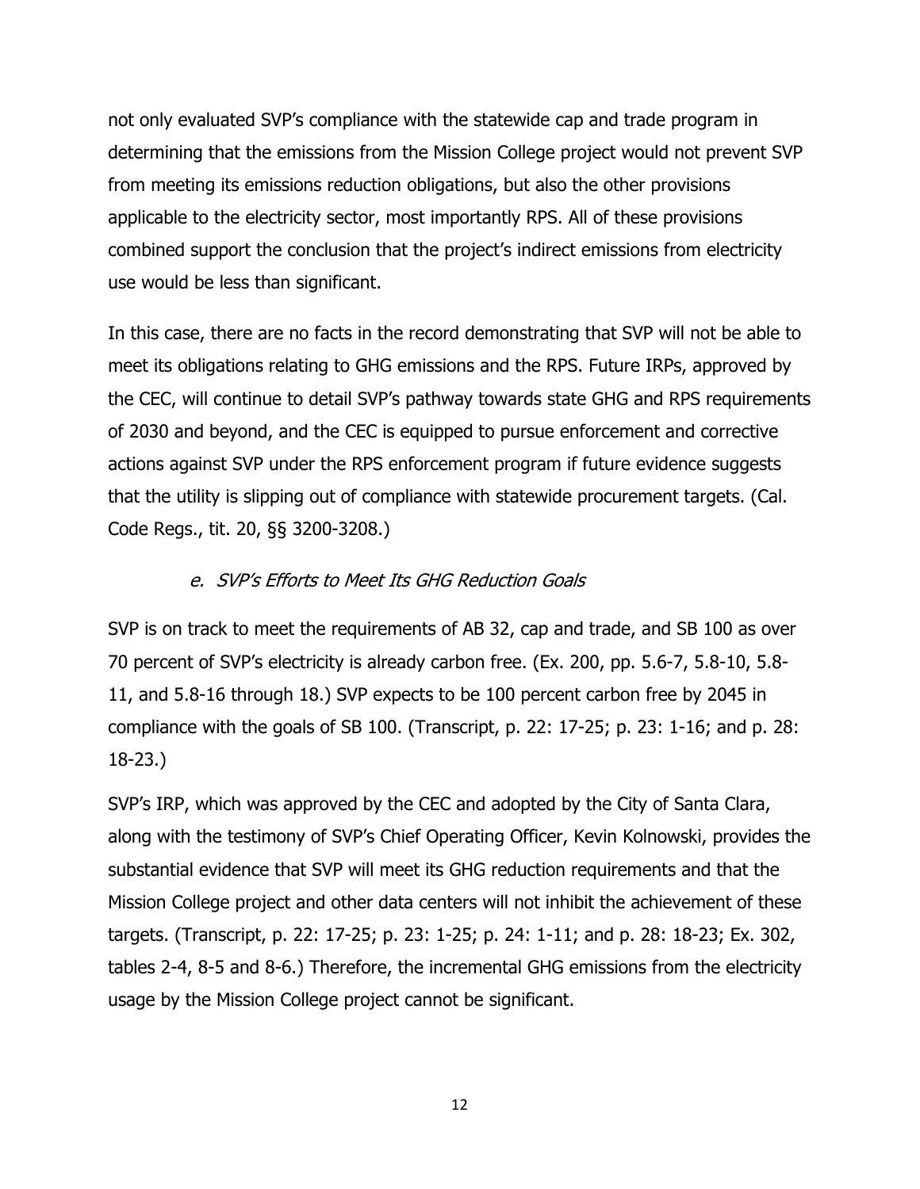not only evaluated SVP's compliance with the statewide cap and trade program in determining that the emissions from the Mission College project would not prevent SVP from meeting its emissions reduction obligations, but also the other provisions applicable to the electricity sector, most importantly RPS. All of these provisions combined support the conclusion that the project's indirect emissions from electricity use would be less than significant.

In this case, there are no facts in the record demonstrating that SVP will not be able to meet its obligations relating to GHG emissions and the RPS. Future IRPs, approved by the CEC, will continue to detail SVP's pathway towards state GHG and RPS requirements of 2030 and beyond, and the CEC is equipped to pursue enforcement and corrective actions against SVP under the RPS enforcement program if future evidence suggests that the utility is slipping out of compliance with statewide procurement targets. (Cal. Code Regs., tit. 20, §§ 3200-3208.)

#### *e. SVP's Efforts to Meet Its GHG Reduction Goals*

SVP is on track to meet the requirements of AB 32, cap and trade, and SB 100 as over 70 percent of SVP's electricity is already carbon free. (Ex. 200, pp. 5.6-7, 5.8-10, 5.8-11, and 5.8-16 through 18.) SVP expects to be 100 percent carbon free by 2045 in compliance with the goals of SB 100. (Transcript, p. 22: 17-25; p. 23: 1-16; and p. 28: 18-23.)

SVP's IRP, which was approved by the CEC and adopted by the City of Santa Clara, along with the testimony of SVP's Chief Operating Officer, Kevin Kolnowski, provides the substantial evidence that SVP will meet its GHG reduction requirements and that the Mission College project and other data centers will not inhibit the achievement of these targets. (Transcript, p. 22: 17-25; p. 23: 1-25; p. 24: 1-11; and p. 28: 18-23; Ex. 302, tables 2-4, 8-5 and 8-6.) Therefore, the incremental GHG emissions from the electricity usage by the Mission College project cannot be significant.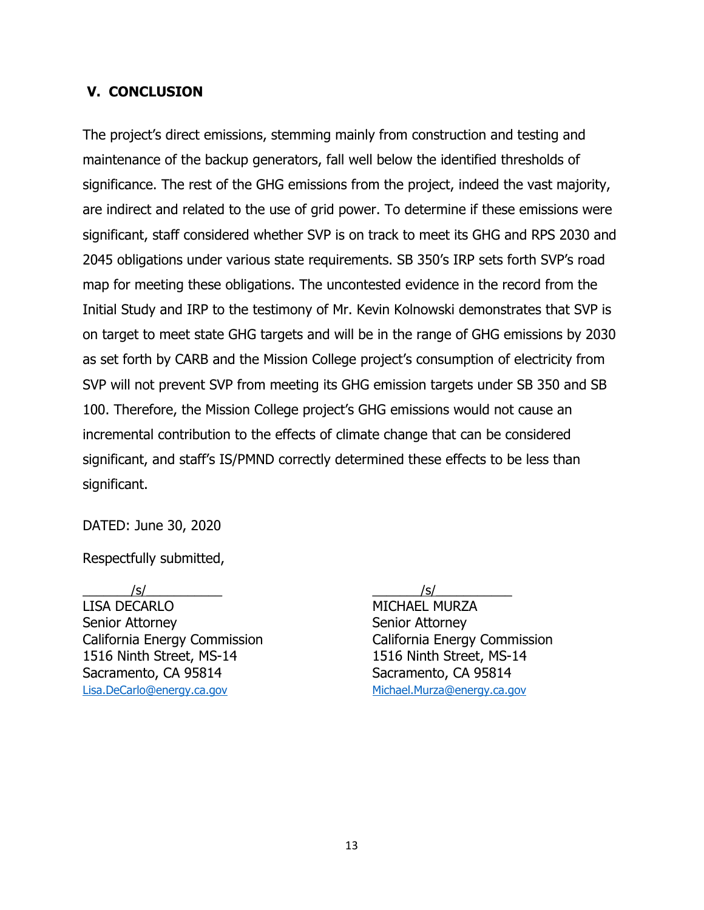## V. CONCLUSION

The project's direct emissions, stemming mainly from construction and testing and maintenance of the backup generators, fall well below the identified thresholds of significance. The rest of the GHG emissions from the project, indeed the vast majority, are indirect and related to the use of grid power. To determine if these emissions were significant, staff considered whether SVP is on track to meet its GHG and RPS 2030 and 2045 obligations under various state requirements. SB 350's IRP sets forth SVP's road map for meeting these obligations. The uncontested evidence in the record from the Initial Study and IRP to the testimony of Mr. Kevin Kolnowski demonstrates that SVP is on target to meet state GHG targets and will be in the range of GHG emissions by 2030 as set forth by CARB and the Mission College project's consumption of electricity from SVP will not prevent SVP from meeting its GHG emission targets under SB 350 and SB 100. Therefore, the Mission College project's GHG emissions would not cause an incremental contribution to the effects of climate change that can be considered significant, and staff's IS/PMND correctly determined these effects to be less than significant.

DATED: June 30, 2020

Respectfully submitted,

/s/
LISA DECARLO
Senior Attorney
California Energy Commission
1516 Ninth Street, MS-14
Sacramento, CA 95814
Lisa.DeCarlo@energy.ca.gov

/s/
MICHAEL MURZA
Senior Attorney
California Energy Commission
1516 Ninth Street, MS-14
Sacramento, CA 95814
Michael.Murza@energy.ca.gov